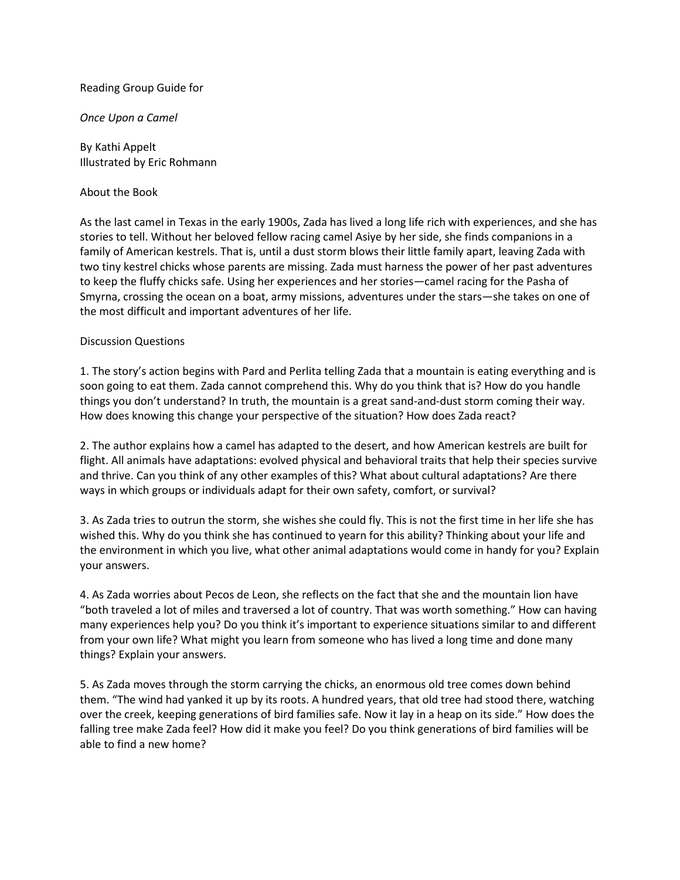Reading Group Guide for

*Once Upon a Camel*

By Kathi Appelt
Illustrated by Eric Rohmann

## About the Book

As the last camel in Texas in the early 1900s, Zada has lived a long life rich with experiences, and she has stories to tell. Without her beloved fellow racing camel Asiye by her side, she finds companions in a family of American kestrels. That is, until a dust storm blows their little family apart, leaving Zada with two tiny kestrel chicks whose parents are missing. Zada must harness the power of her past adventures to keep the fluffy chicks safe. Using her experiences and her stories—camel racing for the Pasha of Smyrna, crossing the ocean on a boat, army missions, adventures under the stars—she takes on one of the most difficult and important adventures of her life.

## Discussion Questions

1. The story's action begins with Pard and Perlita telling Zada that a mountain is eating everything and is soon going to eat them. Zada cannot comprehend this. Why do you think that is? How do you handle things you don't understand? In truth, the mountain is a great sand-and-dust storm coming their way. How does knowing this change your perspective of the situation? How does Zada react?

2. The author explains how a camel has adapted to the desert, and how American kestrels are built for flight. All animals have adaptations: evolved physical and behavioral traits that help their species survive and thrive. Can you think of any other examples of this? What about cultural adaptations? Are there ways in which groups or individuals adapt for their own safety, comfort, or survival?

3. As Zada tries to outrun the storm, she wishes she could fly. This is not the first time in her life she has wished this. Why do you think she has continued to yearn for this ability? Thinking about your life and the environment in which you live, what other animal adaptations would come in handy for you? Explain your answers.

4. As Zada worries about Pecos de Leon, she reflects on the fact that she and the mountain lion have "both traveled a lot of miles and traversed a lot of country. That was worth something." How can having many experiences help you? Do you think it's important to experience situations similar to and different from your own life? What might you learn from someone who has lived a long time and done many things? Explain your answers.

5. As Zada moves through the storm carrying the chicks, an enormous old tree comes down behind them. "The wind had yanked it up by its roots. A hundred years, that old tree had stood there, watching over the creek, keeping generations of bird families safe. Now it lay in a heap on its side." How does the falling tree make Zada feel? How did it make you feel? Do you think generations of bird families will be able to find a new home?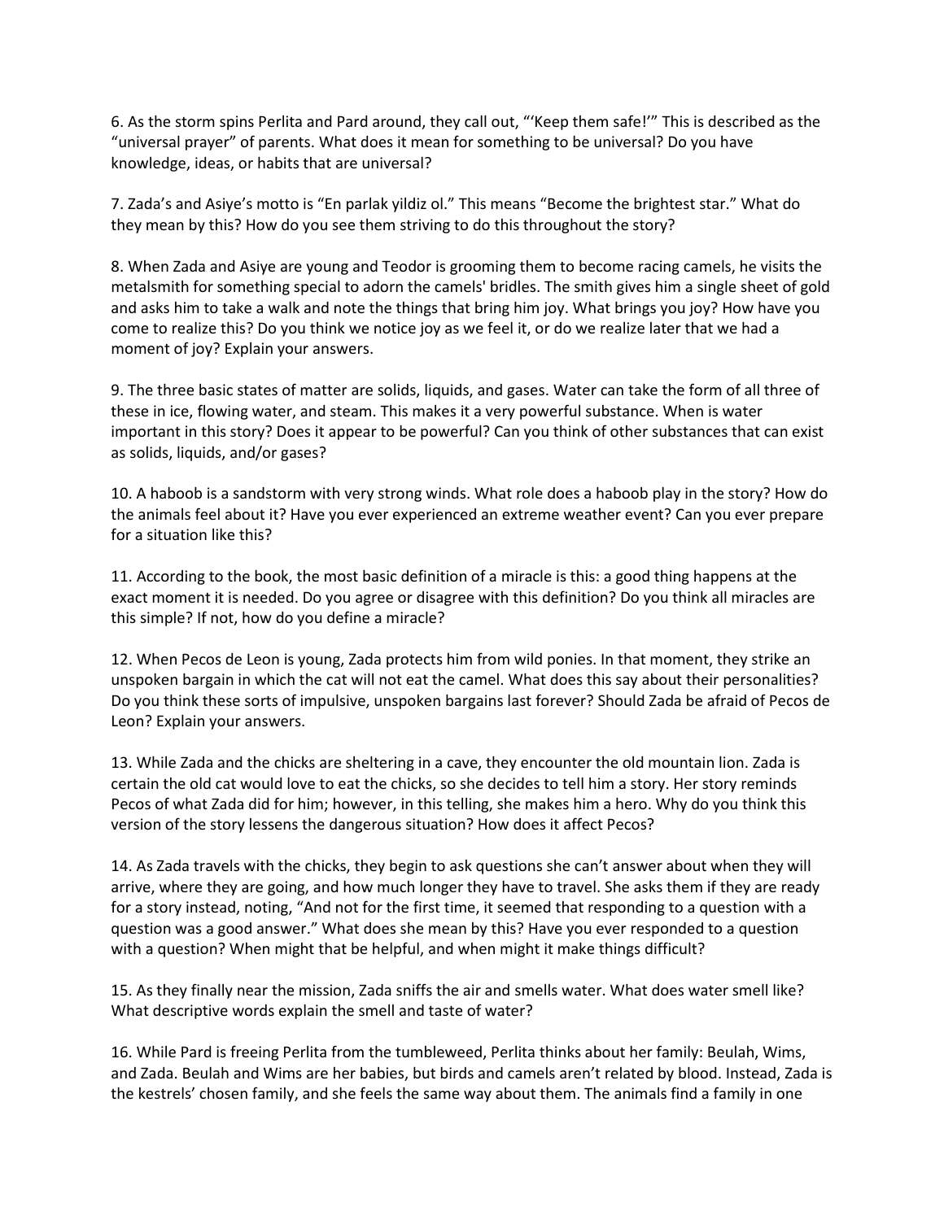6. As the storm spins Perlita and Pard around, they call out, "'Keep them safe!'" This is described as the "universal prayer" of parents. What does it mean for something to be universal? Do you have knowledge, ideas, or habits that are universal?

7. Zada's and Asiye's motto is "En parlak yildiz ol." This means "Become the brightest star." What do they mean by this? How do you see them striving to do this throughout the story?

8. When Zada and Asiye are young and Teodor is grooming them to become racing camels, he visits the metalsmith for something special to adorn the camels' bridles. The smith gives him a single sheet of gold and asks him to take a walk and note the things that bring him joy. What brings you joy? How have you come to realize this? Do you think we notice joy as we feel it, or do we realize later that we had a moment of joy? Explain your answers.

9. The three basic states of matter are solids, liquids, and gases. Water can take the form of all three of these in ice, flowing water, and steam. This makes it a very powerful substance. When is water important in this story? Does it appear to be powerful? Can you think of other substances that can exist as solids, liquids, and/or gases?

10. A haboob is a sandstorm with very strong winds. What role does a haboob play in the story? How do the animals feel about it? Have you ever experienced an extreme weather event? Can you ever prepare for a situation like this?

11. According to the book, the most basic definition of a miracle is this: a good thing happens at the exact moment it is needed. Do you agree or disagree with this definition? Do you think all miracles are this simple? If not, how do you define a miracle?

12. When Pecos de Leon is young, Zada protects him from wild ponies. In that moment, they strike an unspoken bargain in which the cat will not eat the camel. What does this say about their personalities? Do you think these sorts of impulsive, unspoken bargains last forever? Should Zada be afraid of Pecos de Leon? Explain your answers.

13. While Zada and the chicks are sheltering in a cave, they encounter the old mountain lion. Zada is certain the old cat would love to eat the chicks, so she decides to tell him a story. Her story reminds Pecos of what Zada did for him; however, in this telling, she makes him a hero. Why do you think this version of the story lessens the dangerous situation? How does it affect Pecos?

14. As Zada travels with the chicks, they begin to ask questions she can't answer about when they will arrive, where they are going, and how much longer they have to travel. She asks them if they are ready for a story instead, noting, "And not for the first time, it seemed that responding to a question with a question was a good answer." What does she mean by this? Have you ever responded to a question with a question? When might that be helpful, and when might it make things difficult?

15. As they finally near the mission, Zada sniffs the air and smells water. What does water smell like? What descriptive words explain the smell and taste of water?

16. While Pard is freeing Perlita from the tumbleweed, Perlita thinks about her family: Beulah, Wims, and Zada. Beulah and Wims are her babies, but birds and camels aren't related by blood. Instead, Zada is the kestrels' chosen family, and she feels the same way about them. The animals find a family in one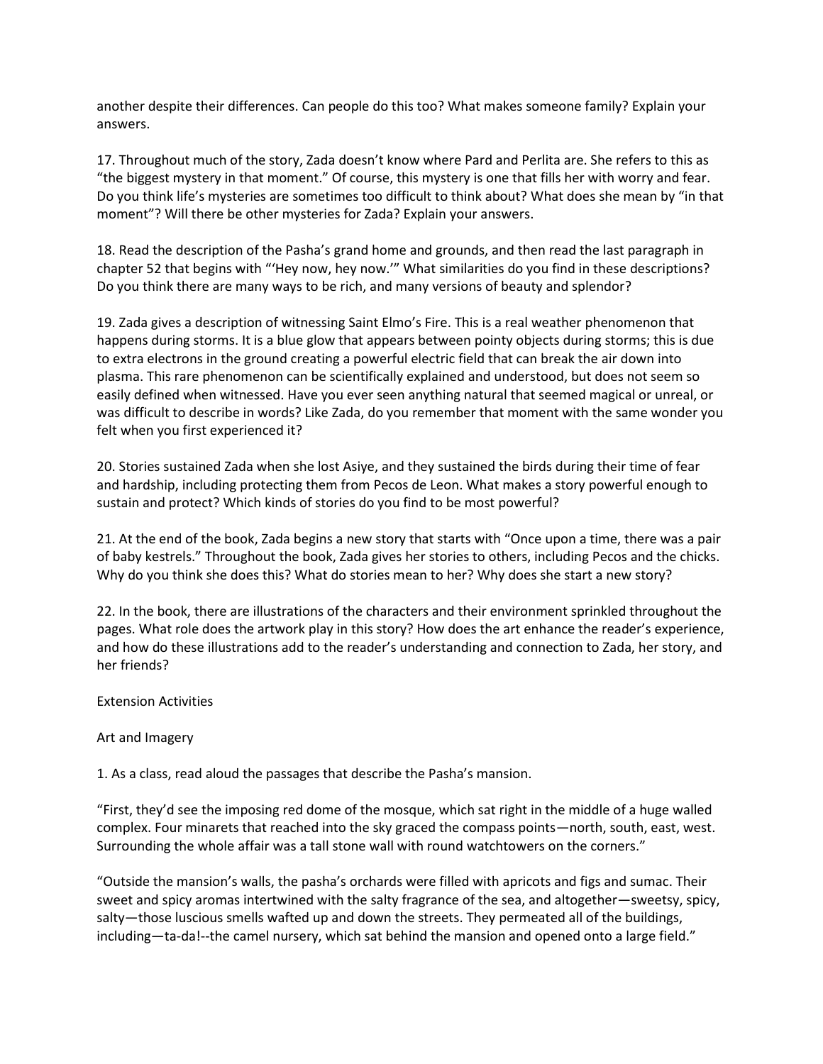another despite their differences. Can people do this too? What makes someone family? Explain your answers.

17. Throughout much of the story, Zada doesn't know where Pard and Perlita are. She refers to this as "the biggest mystery in that moment." Of course, this mystery is one that fills her with worry and fear. Do you think life's mysteries are sometimes too difficult to think about? What does she mean by "in that moment"? Will there be other mysteries for Zada? Explain your answers.

18. Read the description of the Pasha's grand home and grounds, and then read the last paragraph in chapter 52 that begins with "'Hey now, hey now.'" What similarities do you find in these descriptions? Do you think there are many ways to be rich, and many versions of beauty and splendor?

19. Zada gives a description of witnessing Saint Elmo's Fire. This is a real weather phenomenon that happens during storms. It is a blue glow that appears between pointy objects during storms; this is due to extra electrons in the ground creating a powerful electric field that can break the air down into plasma. This rare phenomenon can be scientifically explained and understood, but does not seem so easily defined when witnessed. Have you ever seen anything natural that seemed magical or unreal, or was difficult to describe in words? Like Zada, do you remember that moment with the same wonder you felt when you first experienced it?

20. Stories sustained Zada when she lost Asiye, and they sustained the birds during their time of fear and hardship, including protecting them from Pecos de Leon. What makes a story powerful enough to sustain and protect? Which kinds of stories do you find to be most powerful?

21. At the end of the book, Zada begins a new story that starts with "Once upon a time, there was a pair of baby kestrels." Throughout the book, Zada gives her stories to others, including Pecos and the chicks. Why do you think she does this? What do stories mean to her? Why does she start a new story?

22. In the book, there are illustrations of the characters and their environment sprinkled throughout the pages. What role does the artwork play in this story? How does the art enhance the reader's experience, and how do these illustrations add to the reader's understanding and connection to Zada, her story, and her friends?

## Extension Activities

### Art and Imagery

1. As a class, read aloud the passages that describe the Pasha's mansion.

"First, they'd see the imposing red dome of the mosque, which sat right in the middle of a huge walled complex. Four minarets that reached into the sky graced the compass points—north, south, east, west. Surrounding the whole affair was a tall stone wall with round watchtowers on the corners."

"Outside the mansion's walls, the pasha's orchards were filled with apricots and figs and sumac. Their sweet and spicy aromas intertwined with the salty fragrance of the sea, and altogether—sweetsy, spicy, salty—those luscious smells wafted up and down the streets. They permeated all of the buildings, including—ta-da!--the camel nursery, which sat behind the mansion and opened onto a large field."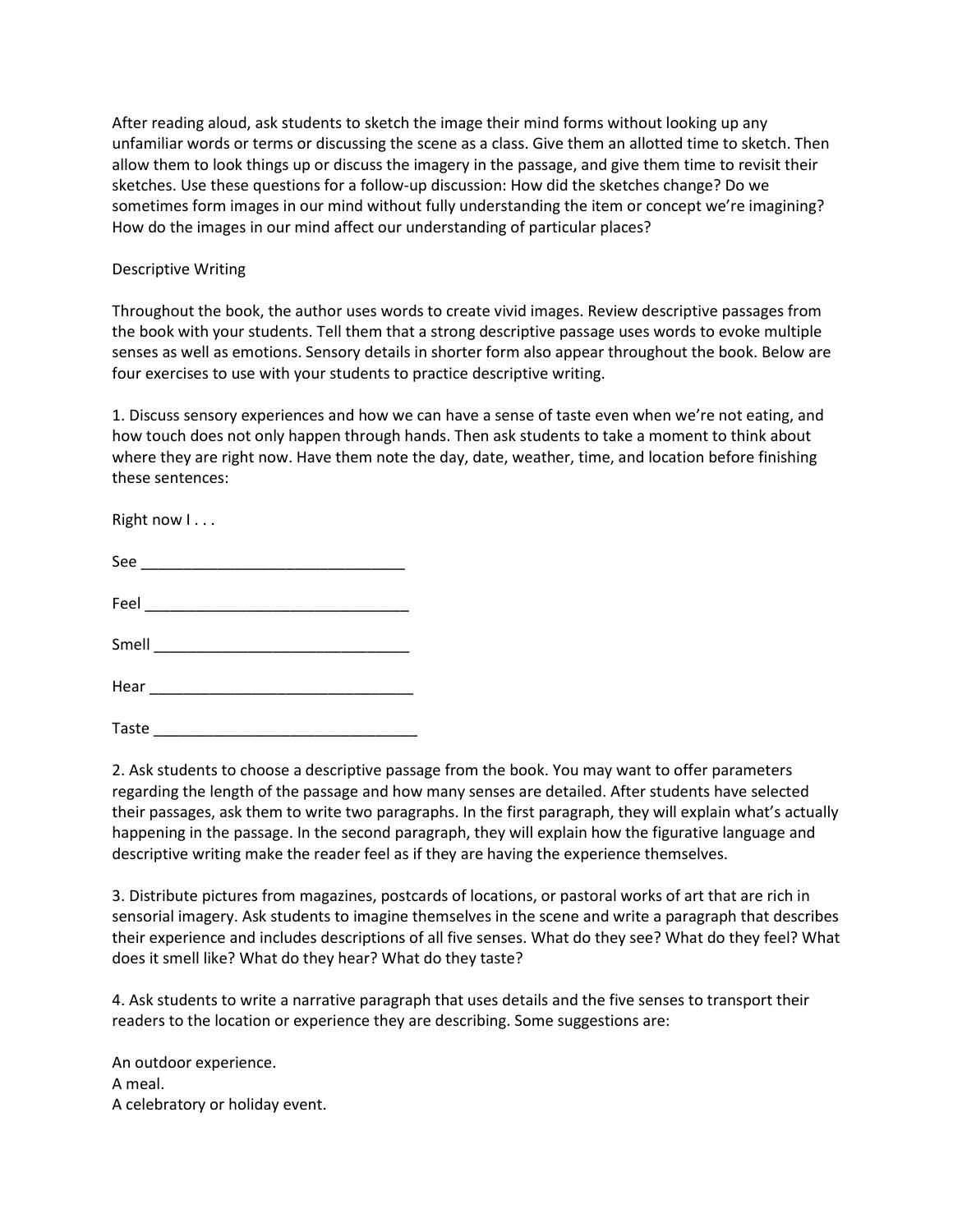After reading aloud, ask students to sketch the image their mind forms without looking up any unfamiliar words or terms or discussing the scene as a class. Give them an allotted time to sketch. Then allow them to look things up or discuss the imagery in the passage, and give them time to revisit their sketches. Use these questions for a follow-up discussion: How did the sketches change? Do we sometimes form images in our mind without fully understanding the item or concept we're imagining? How do the images in our mind affect our understanding of particular places?

## Descriptive Writing

Throughout the book, the author uses words to create vivid images. Review descriptive passages from the book with your students. Tell them that a strong descriptive passage uses words to evoke multiple senses as well as emotions. Sensory details in shorter form also appear throughout the book. Below are four exercises to use with your students to practice descriptive writing.

1. Discuss sensory experiences and how we can have a sense of taste even when we're not eating, and how touch does not only happen through hands. Then ask students to take a moment to think about where they are right now. Have them note the day, date, weather, time, and location before finishing these sentences:

Right now I . . .

See _______________________________

Feel _______________________________

Smell ______________________________

Hear _______________________________

Taste ______________________________

2. Ask students to choose a descriptive passage from the book. You may want to offer parameters regarding the length of the passage and how many senses are detailed. After students have selected their passages, ask them to write two paragraphs. In the first paragraph, they will explain what's actually happening in the passage. In the second paragraph, they will explain how the figurative language and descriptive writing make the reader feel as if they are having the experience themselves.

3. Distribute pictures from magazines, postcards of locations, or pastoral works of art that are rich in sensorial imagery. Ask students to imagine themselves in the scene and write a paragraph that describes their experience and includes descriptions of all five senses. What do they see? What do they feel? What does it smell like? What do they hear? What do they taste?

4. Ask students to write a narrative paragraph that uses details and the five senses to transport their readers to the location or experience they are describing. Some suggestions are:

An outdoor experience.
A meal.
A celebratory or holiday event.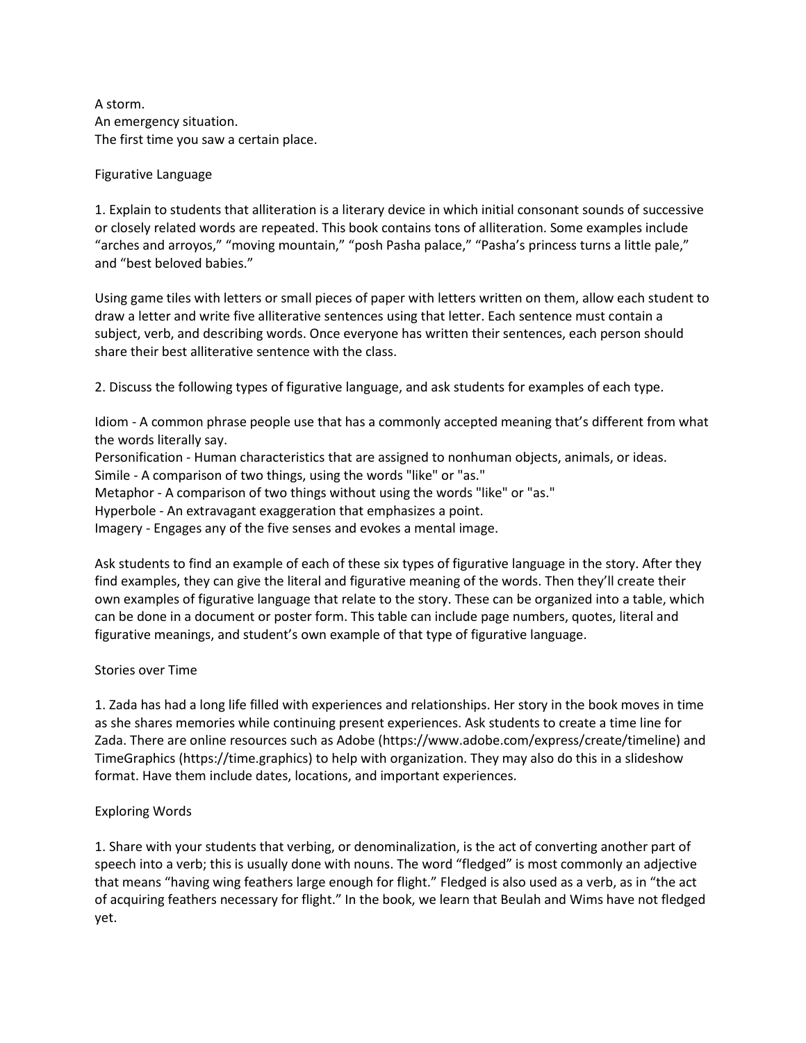A storm.
An emergency situation.
The first time you saw a certain place.

## Figurative Language

1. Explain to students that alliteration is a literary device in which initial consonant sounds of successive or closely related words are repeated. This book contains tons of alliteration. Some examples include "arches and arroyos," "moving mountain," "posh Pasha palace," "Pasha's princess turns a little pale," and "best beloved babies."

Using game tiles with letters or small pieces of paper with letters written on them, allow each student to draw a letter and write five alliterative sentences using that letter. Each sentence must contain a subject, verb, and describing words. Once everyone has written their sentences, each person should share their best alliterative sentence with the class.

2. Discuss the following types of figurative language, and ask students for examples of each type.

Idiom - A common phrase people use that has a commonly accepted meaning that's different from what the words literally say.
Personification - Human characteristics that are assigned to nonhuman objects, animals, or ideas.
Simile - A comparison of two things, using the words "like" or "as."
Metaphor - A comparison of two things without using the words "like" or "as."
Hyperbole - An extravagant exaggeration that emphasizes a point.
Imagery - Engages any of the five senses and evokes a mental image.

Ask students to find an example of each of these six types of figurative language in the story. After they find examples, they can give the literal and figurative meaning of the words. Then they'll create their own examples of figurative language that relate to the story. These can be organized into a table, which can be done in a document or poster form. This table can include page numbers, quotes, literal and figurative meanings, and student's own example of that type of figurative language.

## Stories over Time

1. Zada has had a long life filled with experiences and relationships. Her story in the book moves in time as she shares memories while continuing present experiences. Ask students to create a time line for Zada. There are online resources such as Adobe (https://www.adobe.com/express/create/timeline) and TimeGraphics (https://time.graphics) to help with organization. They may also do this in a slideshow format. Have them include dates, locations, and important experiences.

## Exploring Words

1. Share with your students that verbing, or denominalization, is the act of converting another part of speech into a verb; this is usually done with nouns. The word "fledged" is most commonly an adjective that means "having wing feathers large enough for flight." Fledged is also used as a verb, as in "the act of acquiring feathers necessary for flight." In the book, we learn that Beulah and Wims have not fledged yet.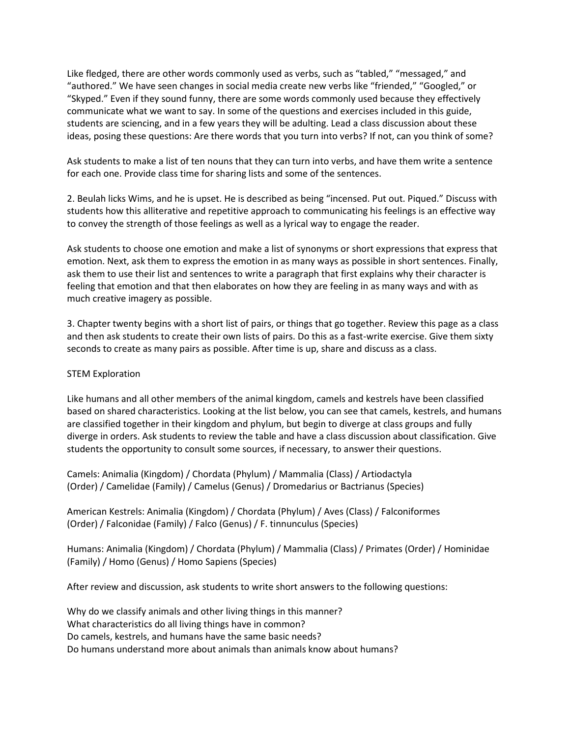Like fledged, there are other words commonly used as verbs, such as "tabled," "messaged," and "authored." We have seen changes in social media create new verbs like "friended," "Googled," or "Skyped." Even if they sound funny, there are some words commonly used because they effectively communicate what we want to say. In some of the questions and exercises included in this guide, students are sciencing, and in a few years they will be adulting. Lead a class discussion about these ideas, posing these questions: Are there words that you turn into verbs? If not, can you think of some?

Ask students to make a list of ten nouns that they can turn into verbs, and have them write a sentence for each one. Provide class time for sharing lists and some of the sentences.

2. Beulah licks Wims, and he is upset. He is described as being "incensed. Put out. Piqued." Discuss with students how this alliterative and repetitive approach to communicating his feelings is an effective way to convey the strength of those feelings as well as a lyrical way to engage the reader.

Ask students to choose one emotion and make a list of synonyms or short expressions that express that emotion. Next, ask them to express the emotion in as many ways as possible in short sentences. Finally, ask them to use their list and sentences to write a paragraph that first explains why their character is feeling that emotion and that then elaborates on how they are feeling in as many ways and with as much creative imagery as possible.

3. Chapter twenty begins with a short list of pairs, or things that go together. Review this page as a class and then ask students to create their own lists of pairs. Do this as a fast-write exercise. Give them sixty seconds to create as many pairs as possible. After time is up, share and discuss as a class.

## STEM Exploration

Like humans and all other members of the animal kingdom, camels and kestrels have been classified based on shared characteristics. Looking at the list below, you can see that camels, kestrels, and humans are classified together in their kingdom and phylum, but begin to diverge at class groups and fully diverge in orders. Ask students to review the table and have a class discussion about classification. Give students the opportunity to consult some sources, if necessary, to answer their questions.

Camels: Animalia (Kingdom) / Chordata (Phylum) / Mammalia (Class) / Artiodactyla (Order) / Camelidae (Family) / Camelus (Genus) / Dromedarius or Bactrianus (Species)

American Kestrels: Animalia (Kingdom) / Chordata (Phylum) / Aves (Class) / Falconiformes (Order) / Falconidae (Family) / Falco (Genus) / F. tinnunculus (Species)

Humans: Animalia (Kingdom) / Chordata (Phylum) / Mammalia (Class) / Primates (Order) / Hominidae (Family) / Homo (Genus) / Homo Sapiens (Species)

After review and discussion, ask students to write short answers to the following questions:

Why do we classify animals and other living things in this manner?
What characteristics do all living things have in common?
Do camels, kestrels, and humans have the same basic needs?
Do humans understand more about animals than animals know about humans?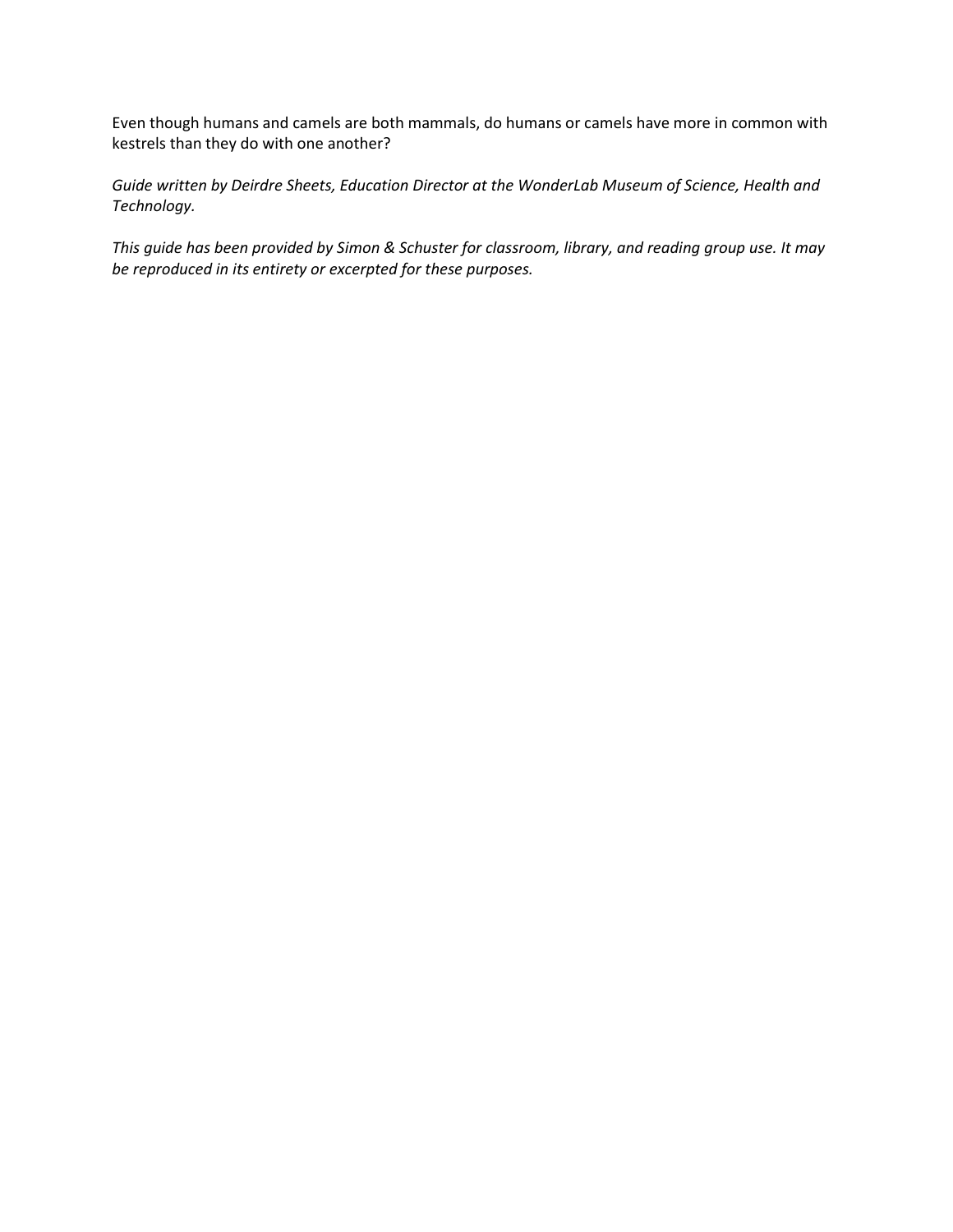Even though humans and camels are both mammals, do humans or camels have more in common with kestrels than they do with one another?

*Guide written by Deirdre Sheets, Education Director at the WonderLab Museum of Science, Health and Technology.*

*This guide has been provided by Simon & Schuster for classroom, library, and reading group use. It may be reproduced in its entirety or excerpted for these purposes.*